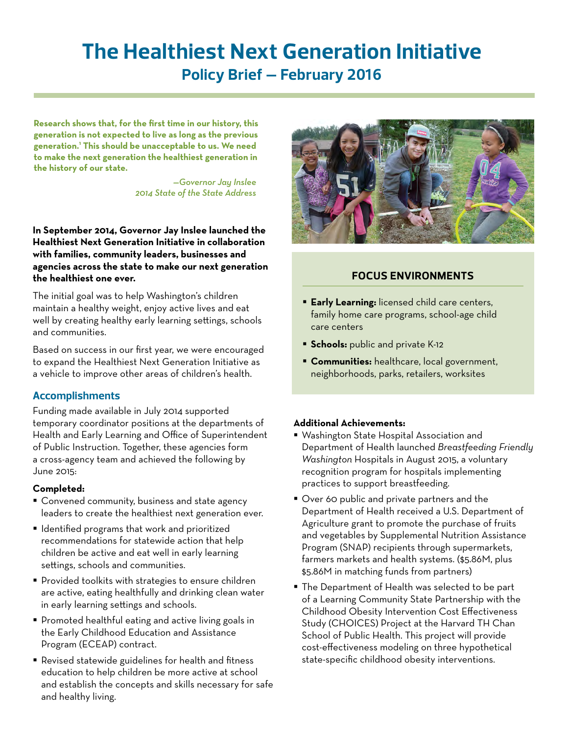# The Healthiest Next Generation Initiative

## Policy Brief — February 2016

**Research shows that, for the first time in our history, this generation is not expected to live as long as the previous generation.[1] This should be unacceptable to us. We need to make the next generation the healthiest generation in the history of our state.**

*—Governor Jay Inslee*
*2014 State of the State Address*

**In September 2014, Governor Jay Inslee launched the Healthiest Next Generation Initiative in collaboration with families, community leaders, businesses and agencies across the state to make our next generation the healthiest one ever.**

The initial goal was to help Washington's children maintain a healthy weight, enjoy active lives and eat well by creating healthy early learning settings, schools and communities.

Based on success in our first year, we were encouraged to expand the Healthiest Next Generation Initiative as a vehicle to improve other areas of children's health.

### Accomplishments

Funding made available in July 2014 supported temporary coordinator positions at the departments of Health and Early Learning and Office of Superintendent of Public Instruction. Together, these agencies form a cross-agency team and achieved the following by June 2015:

**Completed:**

- Convened community, business and state agency leaders to create the healthiest next generation ever.
- Identified programs that work and prioritized recommendations for statewide action that help children be active and eat well in early learning settings, schools and communities.
- Provided toolkits with strategies to ensure children are active, eating healthfully and drinking clean water in early learning settings and schools.
- Promoted healthful eating and active living goals in the Early Childhood Education and Assistance Program (ECEAP) contract.
- Revised statewide guidelines for health and fitness education to help children be more active at school and establish the concepts and skills necessary for safe and healthy living.

### FOCUS ENVIRONMENTS

- **Early Learning:** licensed child care centers, family home care programs, school-age child care centers
- **Schools:** public and private K-12
- **Communities:** healthcare, local government, neighborhoods, parks, retailers, worksites

**Additional Achievements:**

- Washington State Hospital Association and Department of Health launched *Breastfeeding Friendly Washington* Hospitals in August 2015, a voluntary recognition program for hospitals implementing practices to support breastfeeding.
- Over 60 public and private partners and the Department of Health received a U.S. Department of Agriculture grant to promote the purchase of fruits and vegetables by Supplemental Nutrition Assistance Program (SNAP) recipients through supermarkets, farmers markets and health systems. ($5.86M, plus $5.86M in matching funds from partners)
- The Department of Health was selected to be part of a Learning Community State Partnership with the Childhood Obesity Intervention Cost Effectiveness Study (CHOICES) Project at the Harvard TH Chan School of Public Health. This project will provide cost-effectiveness modeling on three hypothetical state-specific childhood obesity interventions.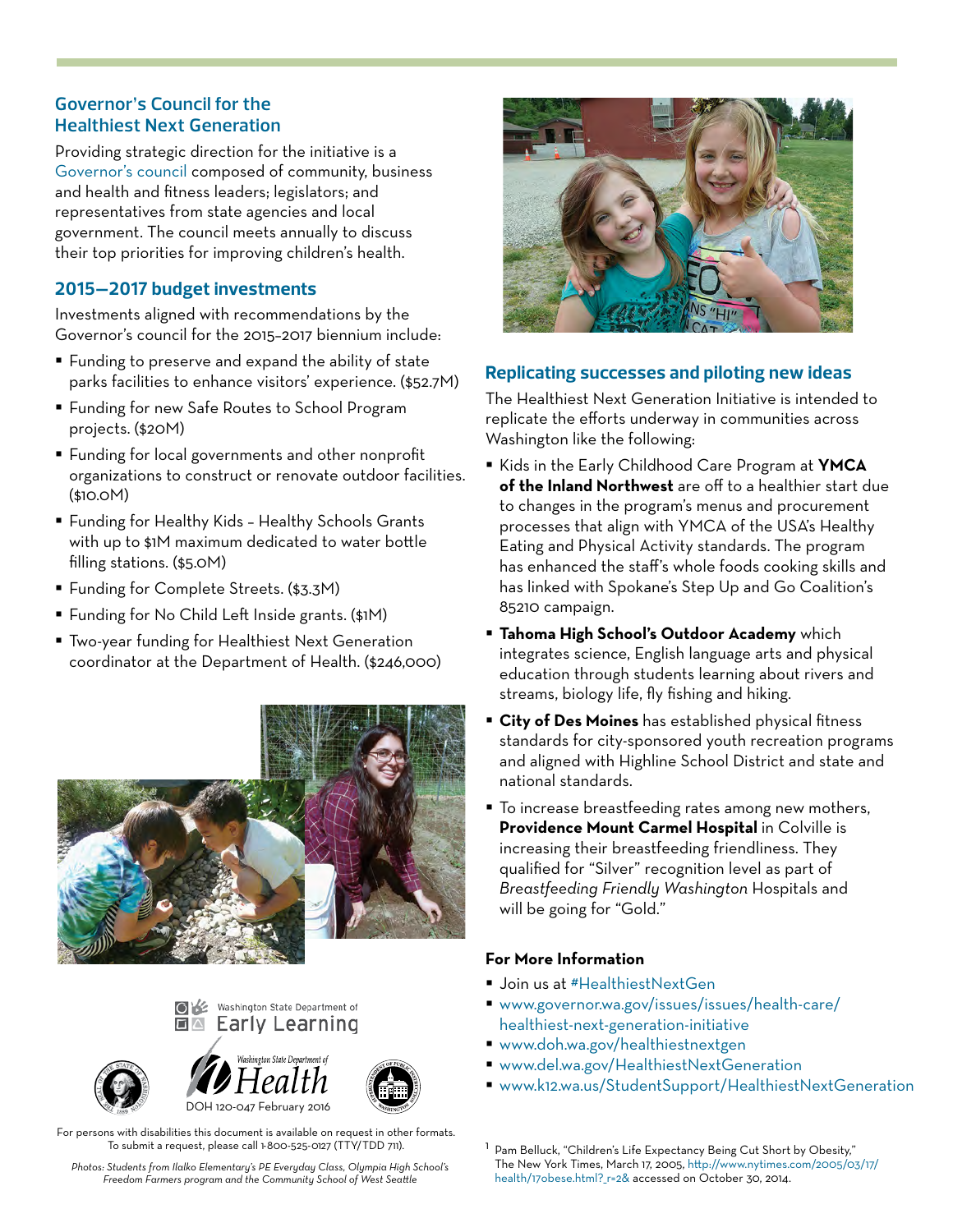## Governor's Council for the Healthiest Next Generation

Providing strategic direction for the initiative is a Governor's council composed of community, business and health and fitness leaders; legislators; and representatives from state agencies and local government. The council meets annually to discuss their top priorities for improving children's health.

### 2015—2017 budget investments

Investments aligned with recommendations by the Governor's council for the 2015–2017 biennium include:

- Funding to preserve and expand the ability of state parks facilities to enhance visitors' experience. ($52.7M)
- Funding for new Safe Routes to School Program projects. ($20M)
- Funding for local governments and other nonprofit organizations to construct or renovate outdoor facilities. ($10.0M)
- Funding for Healthy Kids – Healthy Schools Grants with up to $1M maximum dedicated to water bottle filling stations. ($5.0M)
- Funding for Complete Streets. ($3.3M)
- Funding for No Child Left Inside grants. ($1M)
- Two-year funding for Healthiest Next Generation coordinator at the Department of Health. ($246,000)

## Replicating successes and piloting new ideas

The Healthiest Next Generation Initiative is intended to replicate the efforts underway in communities across Washington like the following:

- Kids in the Early Childhood Care Program at **YMCA of the Inland Northwest** are off to a healthier start due to changes in the program's menus and procurement processes that align with YMCA of the USA's Healthy Eating and Physical Activity standards. The program has enhanced the staff's whole foods cooking skills and has linked with Spokane's Step Up and Go Coalition's 85210 campaign.
- **Tahoma High School's Outdoor Academy** which integrates science, English language arts and physical education through students learning about rivers and streams, biology life, fly fishing and hiking.
- **City of Des Moines** has established physical fitness standards for city-sponsored youth recreation programs and aligned with Highline School District and state and national standards.
- To increase breastfeeding rates among new mothers, **Providence Mount Carmel Hospital** in Colville is increasing their breastfeeding friendliness. They qualified for "Silver" recognition level as part of *Breastfeeding Friendly Washington* Hospitals and will be going for "Gold."

### For More Information

- Join us at #HealthiestNextGen
- www.governor.wa.gov/issues/issues/health-care/healthiest-next-generation-initiative
- www.doh.wa.gov/healthiestnextgen
- www.del.wa.gov/HealthiestNextGeneration
- www.k12.wa.us/StudentSupport/HealthiestNextGeneration

Washington State Department of Early Learning

Washington State Department of Health

DOH 120-047 February 2016

For persons with disabilities this document is available on request in other formats. To submit a request, please call 1-800-525-0127 (TTY/TDD 711).

*Photos: Students from Ilalko Elementary's PE Everyday Class, Olympia High School's Freedom Farmers program and the Community School of West Seattle*

[1] Pam Belluck, "Children's Life Expectancy Being Cut Short by Obesity," The New York Times, March 17, 2005, http://www.nytimes.com/2005/03/17/health/17obese.html?_r=2& accessed on October 30, 2014.